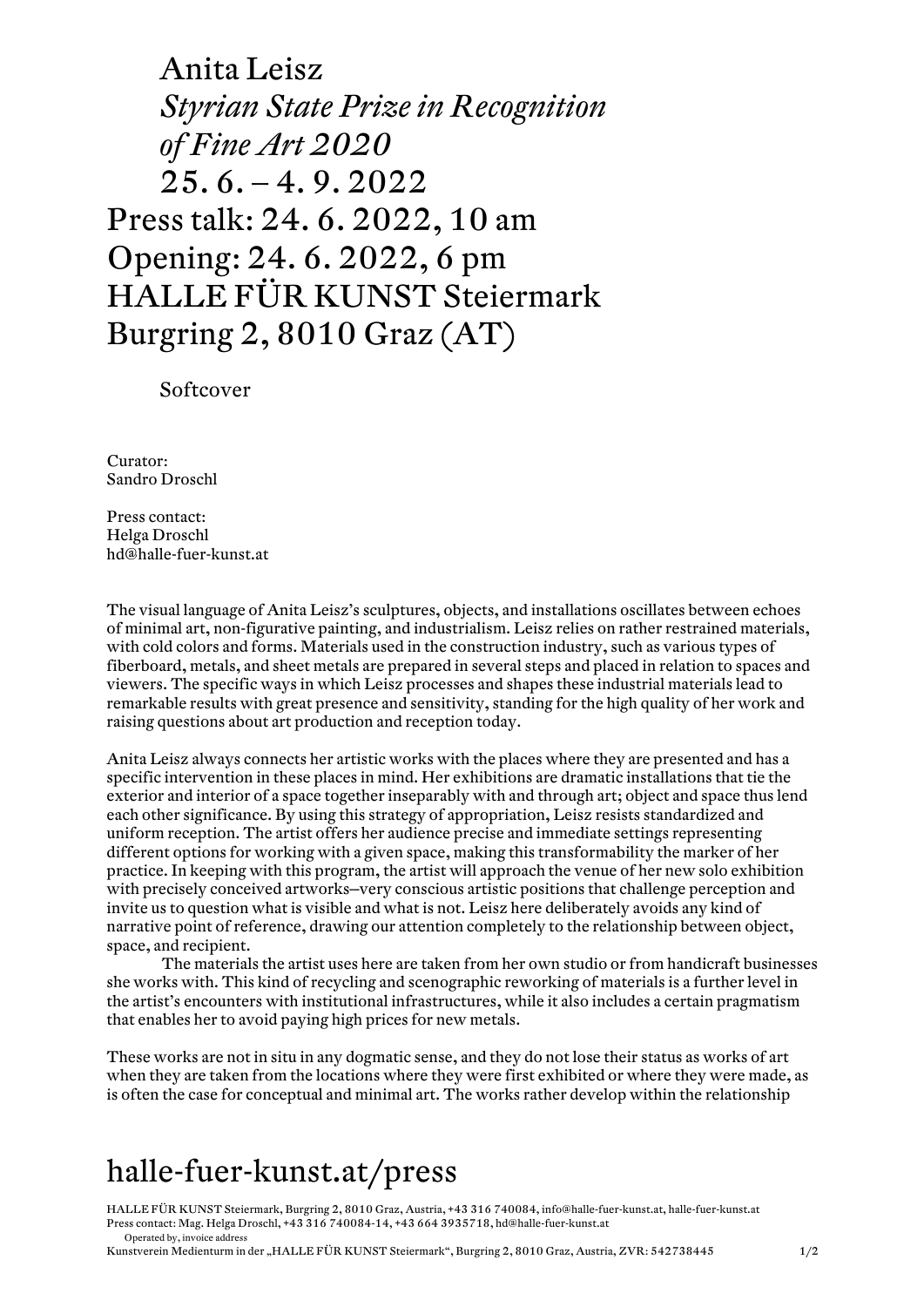# Anita Leisz
## *Styrian State Prize in Recognition of Fine Art 2020*
## 25. 6. – 4. 9. 2022

Press talk: 24. 6. 2022, 10 am
Opening: 24. 6. 2022, 6 pm
HALLE FÜR KUNST Steiermark
Burgring 2, 8010 Graz (AT)

Softcover

Curator:
Sandro Droschl

Press contact:
Helga Droschl
hd@halle-fuer-kunst.at

The visual language of Anita Leisz's sculptures, objects, and installations oscillates between echoes of minimal art, non-figurative painting, and industrialism. Leisz relies on rather restrained materials, with cold colors and forms. Materials used in the construction industry, such as various types of fiberboard, metals, and sheet metals are prepared in several steps and placed in relation to spaces and viewers. The specific ways in which Leisz processes and shapes these industrial materials lead to remarkable results with great presence and sensitivity, standing for the high quality of her work and raising questions about art production and reception today.

Anita Leisz always connects her artistic works with the places where they are presented and has a specific intervention in these places in mind. Her exhibitions are dramatic installations that tie the exterior and interior of a space together inseparably with and through art; object and space thus lend each other significance. By using this strategy of appropriation, Leisz resists standardized and uniform reception. The artist offers her audience precise and immediate settings representing different options for working with a given space, making this transformability the marker of her practice. In keeping with this program, the artist will approach the venue of her new solo exhibition with precisely conceived artworks—very conscious artistic positions that challenge perception and invite us to question what is visible and what is not. Leisz here deliberately avoids any kind of narrative point of reference, drawing our attention completely to the relationship between object, space, and recipient.

The materials the artist uses here are taken from her own studio or from handicraft businesses she works with. This kind of recycling and scenographic reworking of materials is a further level in the artist's encounters with institutional infrastructures, while it also includes a certain pragmatism that enables her to avoid paying high prices for new metals.

These works are not in situ in any dogmatic sense, and they do not lose their status as works of art when they are taken from the locations where they were first exhibited or where they were made, as is often the case for conceptual and minimal art. The works rather develop within the relationship

halle-fuer-kunst.at/press

HALLE FÜR KUNST Steiermark, Burgring 2, 8010 Graz, Austria, +43 316 740084, info@halle-fuer-kunst.at, halle-fuer-kunst.at
Press contact: Mag. Helga Droschl, +43 316 740084-14, +43 664 3935718, hd@halle-fuer-kunst.at
Operated by, invoice address
Kunstverein Medienturm in der „HALLE FÜR KUNST Steiermark", Burgring 2, 8010 Graz, Austria, ZVR: 542738445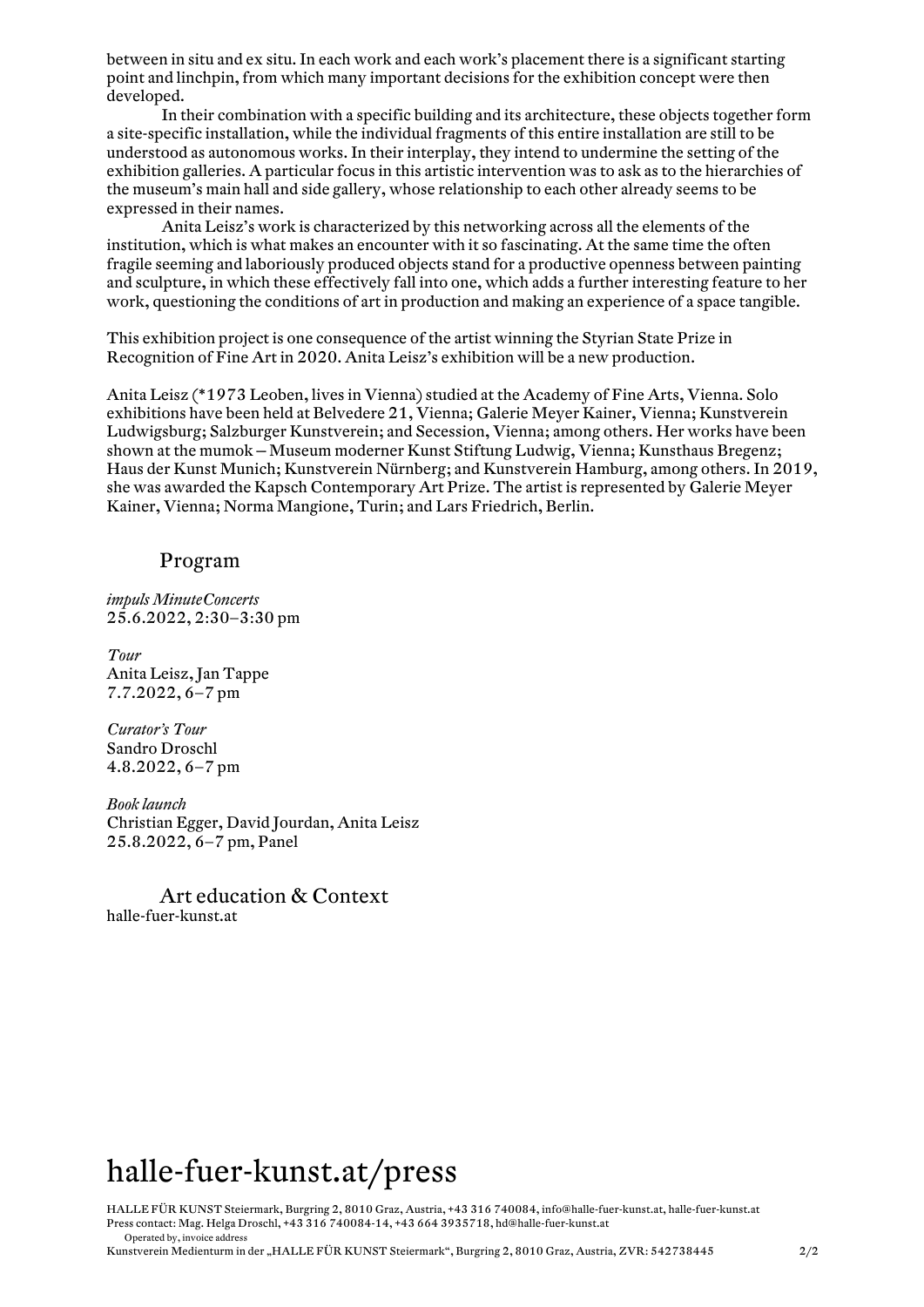between in situ and ex situ. In each work and each work's placement there is a significant starting point and linchpin, from which many important decisions for the exhibition concept were then developed.

In their combination with a specific building and its architecture, these objects together form a site-specific installation, while the individual fragments of this entire installation are still to be understood as autonomous works. In their interplay, they intend to undermine the setting of the exhibition galleries. A particular focus in this artistic intervention was to ask as to the hierarchies of the museum's main hall and side gallery, whose relationship to each other already seems to be expressed in their names.

Anita Leisz's work is characterized by this networking across all the elements of the institution, which is what makes an encounter with it so fascinating. At the same time the often fragile seeming and laboriously produced objects stand for a productive openness between painting and sculpture, in which these effectively fall into one, which adds a further interesting feature to her work, questioning the conditions of art in production and making an experience of a space tangible.

This exhibition project is one consequence of the artist winning the Styrian State Prize in Recognition of Fine Art in 2020. Anita Leisz's exhibition will be a new production.

Anita Leisz (*1973 Leoben, lives in Vienna) studied at the Academy of Fine Arts, Vienna. Solo exhibitions have been held at Belvedere 21, Vienna; Galerie Meyer Kainer, Vienna; Kunstverein Ludwigsburg; Salzburger Kunstverein; and Secession, Vienna; among others. Her works have been shown at the mumok – Museum moderner Kunst Stiftung Ludwig, Vienna; Kunsthaus Bregenz; Haus der Kunst Munich; Kunstverein Nürnberg; and Kunstverein Hamburg, among others. In 2019, she was awarded the Kapsch Contemporary Art Prize. The artist is represented by Galerie Meyer Kainer, Vienna; Norma Mangione, Turin; and Lars Friedrich, Berlin.

## Program

*impuls MinuteConcerts*
25.6.2022, 2:30–3:30 pm

*Tour*
Anita Leisz, Jan Tappe
7.7.2022, 6–7 pm

*Curator's Tour*
Sandro Droschl
4.8.2022, 6–7 pm

*Book launch*
Christian Egger, David Jourdan, Anita Leisz
25.8.2022, 6–7 pm, Panel

## Art education & Context

halle-fuer-kunst.at

# halle-fuer-kunst.at/press

HALLE FÜR KUNST Steiermark, Burgring 2, 8010 Graz, Austria, +43 316 740084, info@halle-fuer-kunst.at, halle-fuer-kunst.at
Press contact: Mag. Helga Droschl, +43 316 740084-14, +43 664 3935718, hd@halle-fuer-kunst.at
Operated by, invoice address
Kunstverein Medienturm in der „HALLE FÜR KUNST Steiermark", Burgring 2, 8010 Graz, Austria, ZVR: 542738445